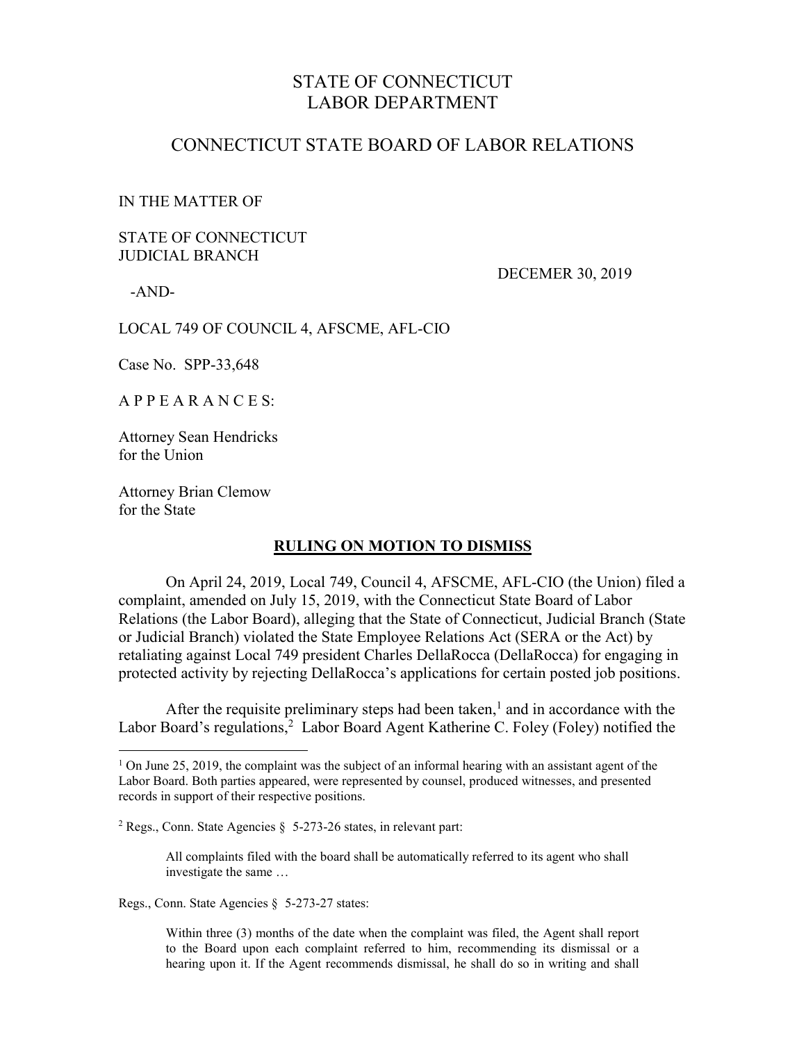# STATE OF CONNECTICUT
# LABOR DEPARTMENT

## CONNECTICUT STATE BOARD OF LABOR RELATIONS

IN THE MATTER OF

STATE OF CONNECTICUT
JUDICIAL BRANCH

DECEMER 30, 2019

-AND-

LOCAL 749 OF COUNCIL 4, AFSCME, AFL-CIO

Case No. SPP-33,648

A P P E A R A N C E S:

Attorney Sean Hendricks
for the Union

Attorney Brian Clemow
for the State

### RULING ON MOTION TO DISMISS

On April 24, 2019, Local 749, Council 4, AFSCME, AFL-CIO (the Union) filed a complaint, amended on July 15, 2019, with the Connecticut State Board of Labor Relations (the Labor Board), alleging that the State of Connecticut, Judicial Branch (State or Judicial Branch) violated the State Employee Relations Act (SERA or the Act) by retaliating against Local 749 president Charles DellaRocca (DellaRocca) for engaging in protected activity by rejecting DellaRocca's applications for certain posted job positions.

After the requisite preliminary steps had been taken,[1] and in accordance with the Labor Board's regulations,[2] Labor Board Agent Katherine C. Foley (Foley) notified the

---

[1] On June 25, 2019, the complaint was the subject of an informal hearing with an assistant agent of the Labor Board. Both parties appeared, were represented by counsel, produced witnesses, and presented records in support of their respective positions.

[2] Regs., Conn. State Agencies § 5-273-26 states, in relevant part:

> All complaints filed with the board shall be automatically referred to its agent who shall investigate the same …

Regs., Conn. State Agencies § 5-273-27 states:

> Within three (3) months of the date when the complaint was filed, the Agent shall report to the Board upon each complaint referred to him, recommending its dismissal or a hearing upon it. If the Agent recommends dismissal, he shall do so in writing and shall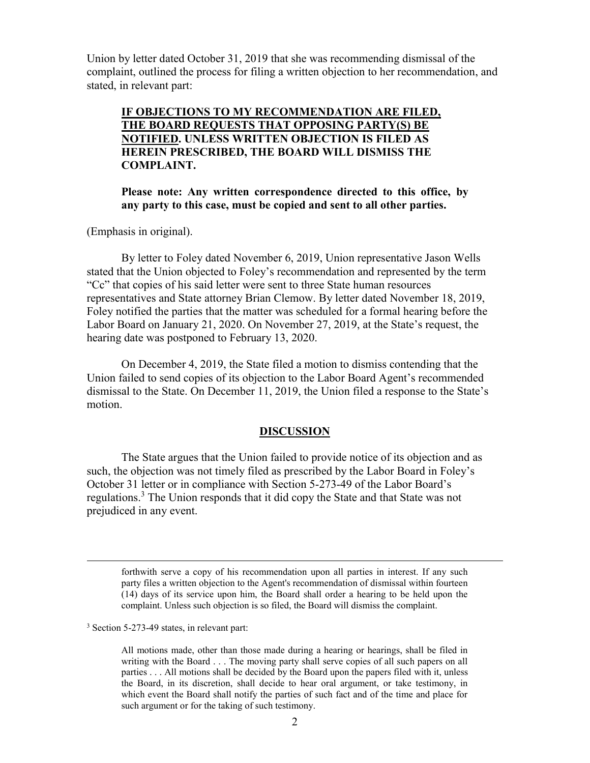Union by letter dated October 31, 2019 that she was recommending dismissal of the complaint, outlined the process for filing a written objection to her recommendation, and stated, in relevant part:

> **<u>IF OBJECTIONS TO MY RECOMMENDATION ARE FILED, THE BOARD REQUESTS THAT OPPOSING PARTY(S) BE NOTIFIED</u>. UNLESS WRITTEN OBJECTION IS FILED AS HEREIN PRESCRIBED, THE BOARD WILL DISMISS THE COMPLAINT.**
>
> **Please note: Any written correspondence directed to this office, by any party to this case, must be copied and sent to all other parties.**

(Emphasis in original).

By letter to Foley dated November 6, 2019, Union representative Jason Wells stated that the Union objected to Foley's recommendation and represented by the term "Cc" that copies of his said letter were sent to three State human resources representatives and State attorney Brian Clemow. By letter dated November 18, 2019, Foley notified the parties that the matter was scheduled for a formal hearing before the Labor Board on January 21, 2020. On November 27, 2019, at the State's request, the hearing date was postponed to February 13, 2020.

On December 4, 2019, the State filed a motion to dismiss contending that the Union failed to send copies of its objection to the Labor Board Agent's recommended dismissal to the State. On December 11, 2019, the Union filed a response to the State's motion.

## **<u>DISCUSSION</u>**

The State argues that the Union failed to provide notice of its objection and as such, the objection was not timely filed as prescribed by the Labor Board in Foley's October 31 letter or in compliance with Section 5-273-49 of the Labor Board's regulations.[3] The Union responds that it did copy the State and that State was not prejudiced in any event.

---

> forthwith serve a copy of his recommendation upon all parties in interest. If any such party files a written objection to the Agent's recommendation of dismissal within fourteen (14) days of its service upon him, the Board shall order a hearing to be held upon the complaint. Unless such objection is so filed, the Board will dismiss the complaint.

[3] Section 5-273-49 states, in relevant part:

> All motions made, other than those made during a hearing or hearings, shall be filed in writing with the Board . . . The moving party shall serve copies of all such papers on all parties . . . All motions shall be decided by the Board upon the papers filed with it, unless the Board, in its discretion, shall decide to hear oral argument, or take testimony, in which event the Board shall notify the parties of such fact and of the time and place for such argument or for the taking of such testimony.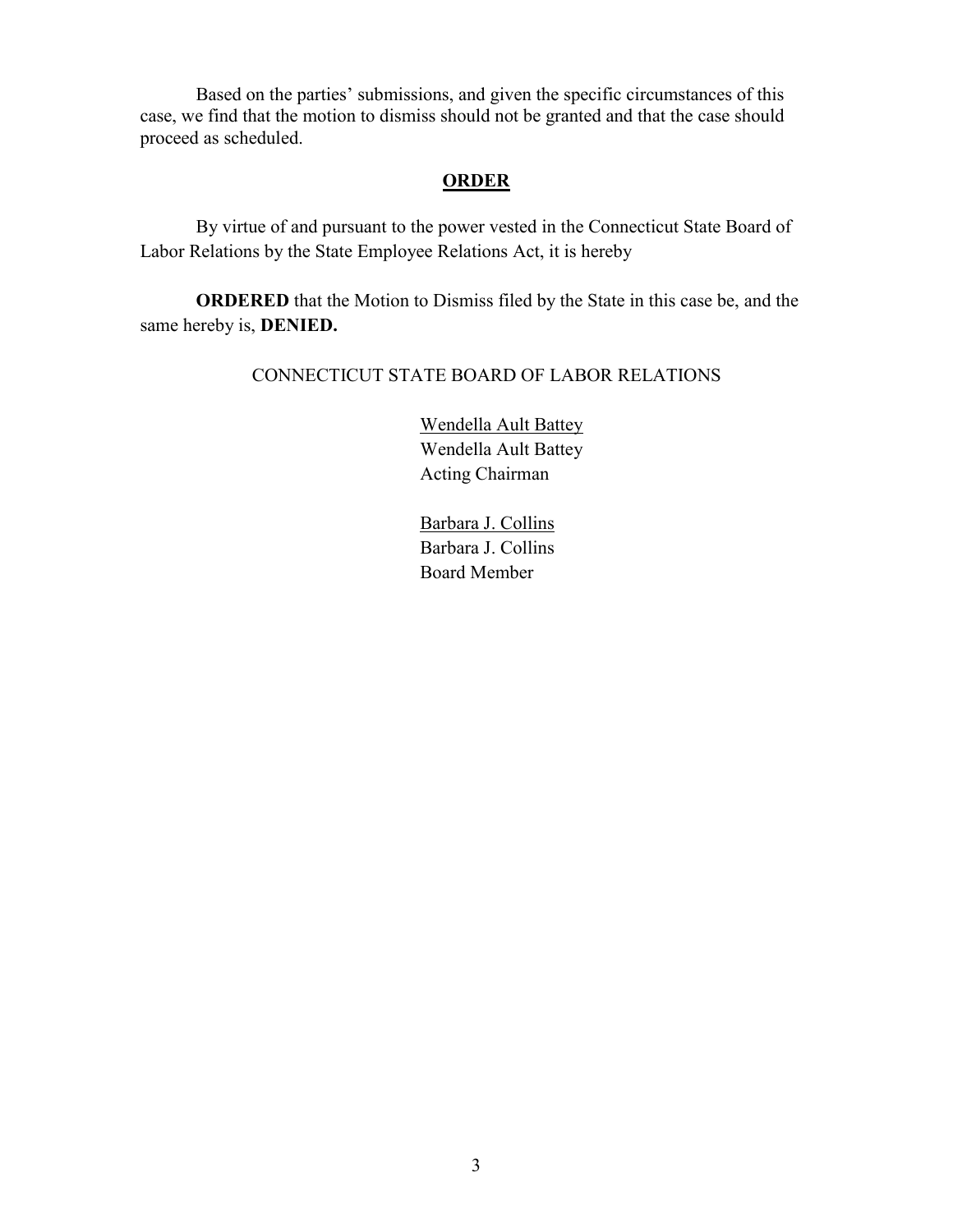Based on the parties' submissions, and given the specific circumstances of this case, we find that the motion to dismiss should not be granted and that the case should proceed as scheduled.

## ORDER

By virtue of and pursuant to the power vested in the Connecticut State Board of Labor Relations by the State Employee Relations Act, it is hereby

**ORDERED** that the Motion to Dismiss filed by the State in this case be, and the same hereby is, **DENIED.**

CONNECTICUT STATE BOARD OF LABOR RELATIONS

Wendella Ault Battey
Wendella Ault Battey
Acting Chairman

Barbara J. Collins
Barbara J. Collins
Board Member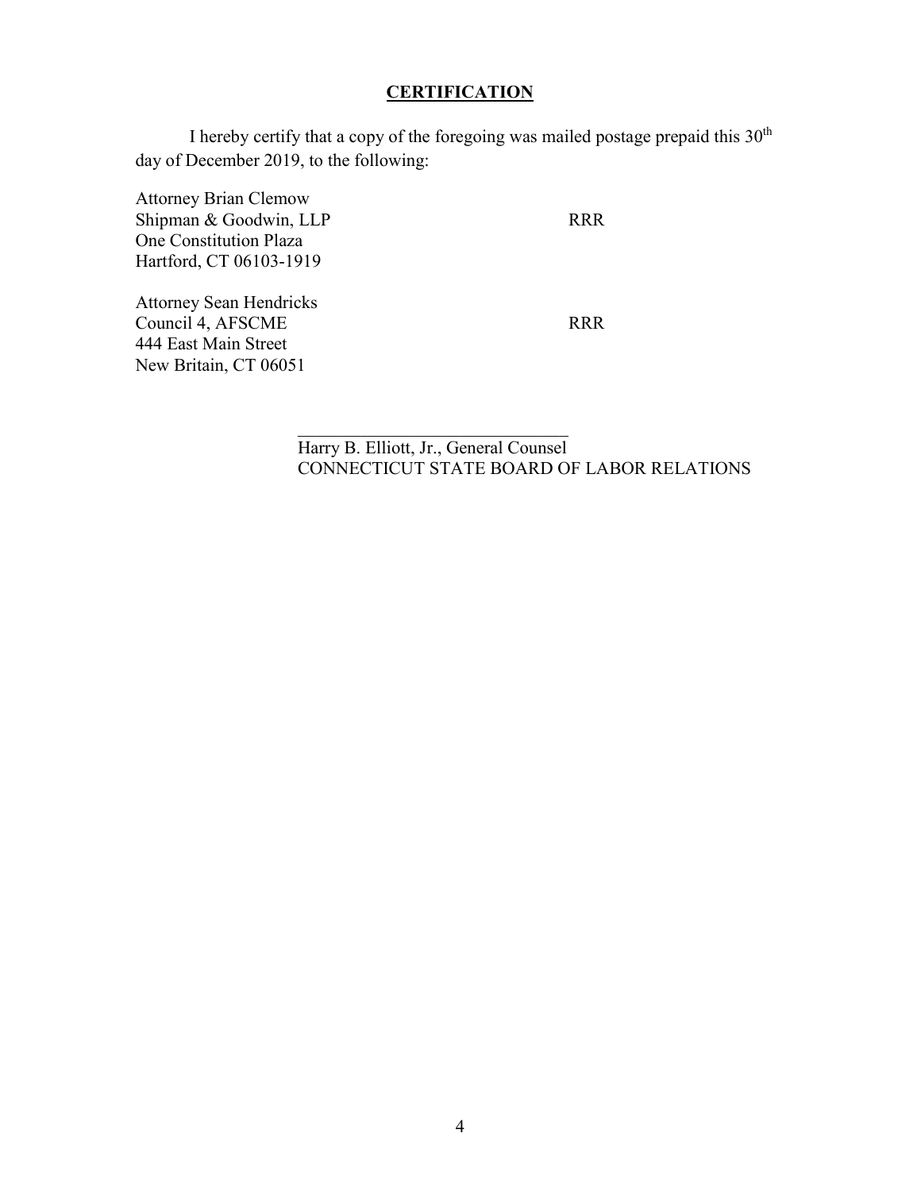## **CERTIFICATION**

I hereby certify that a copy of the foregoing was mailed postage prepaid this 30th day of December 2019, to the following:

Attorney Brian Clemow  
Shipman & Goodwin, LLP RRR  
One Constitution Plaza  
Hartford, CT 06103-1919

Attorney Sean Hendricks  
Council 4, AFSCME RRR  
444 East Main Street  
New Britain, CT 06051

\_\_\_\_\_\_\_\_\_\_\_\_\_\_\_\_\_\_\_\_\_\_\_\_\_\_\_\_\_\_\_\_  
Harry B. Elliott, Jr., General Counsel  
CONNECTICUT STATE BOARD OF LABOR RELATIONS